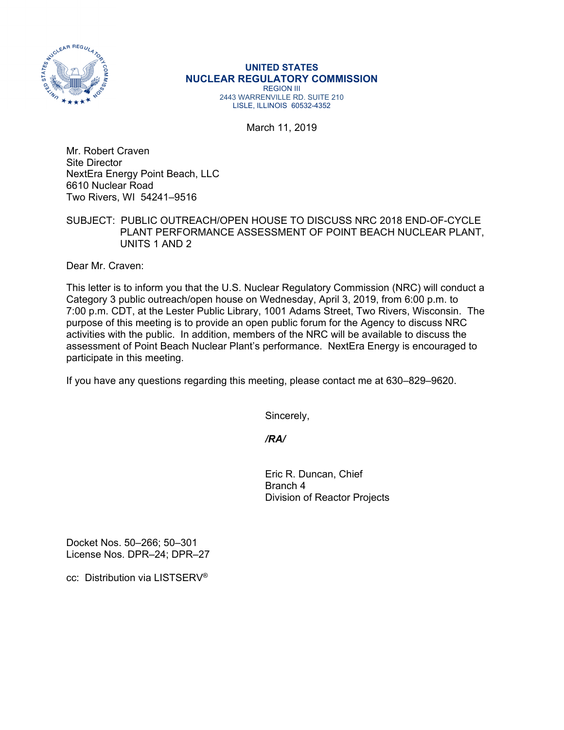**UNITED STATES**
**NUCLEAR REGULATORY COMMISSION**
REGION III
2443 WARRENVILLE RD. SUITE 210
LISLE, ILLINOIS 60532-4352

March 11, 2019

Mr. Robert Craven
Site Director
NextEra Energy Point Beach, LLC
6610 Nuclear Road
Two Rivers, WI 54241–9516

SUBJECT: PUBLIC OUTREACH/OPEN HOUSE TO DISCUSS NRC 2018 END-OF-CYCLE PLANT PERFORMANCE ASSESSMENT OF POINT BEACH NUCLEAR PLANT, UNITS 1 AND 2

Dear Mr. Craven:

This letter is to inform you that the U.S. Nuclear Regulatory Commission (NRC) will conduct a Category 3 public outreach/open house on Wednesday, April 3, 2019, from 6:00 p.m. to 7:00 p.m. CDT, at the Lester Public Library, 1001 Adams Street, Two Rivers, Wisconsin. The purpose of this meeting is to provide an open public forum for the Agency to discuss NRC activities with the public. In addition, members of the NRC will be available to discuss the assessment of Point Beach Nuclear Plant's performance. NextEra Energy is encouraged to participate in this meeting.

If you have any questions regarding this meeting, please contact me at 630–829–9620.

Sincerely,

*/RA/*

Eric R. Duncan, Chief
Branch 4
Division of Reactor Projects

Docket Nos. 50–266; 50–301
License Nos. DPR–24; DPR–27

cc: Distribution via LISTSERV®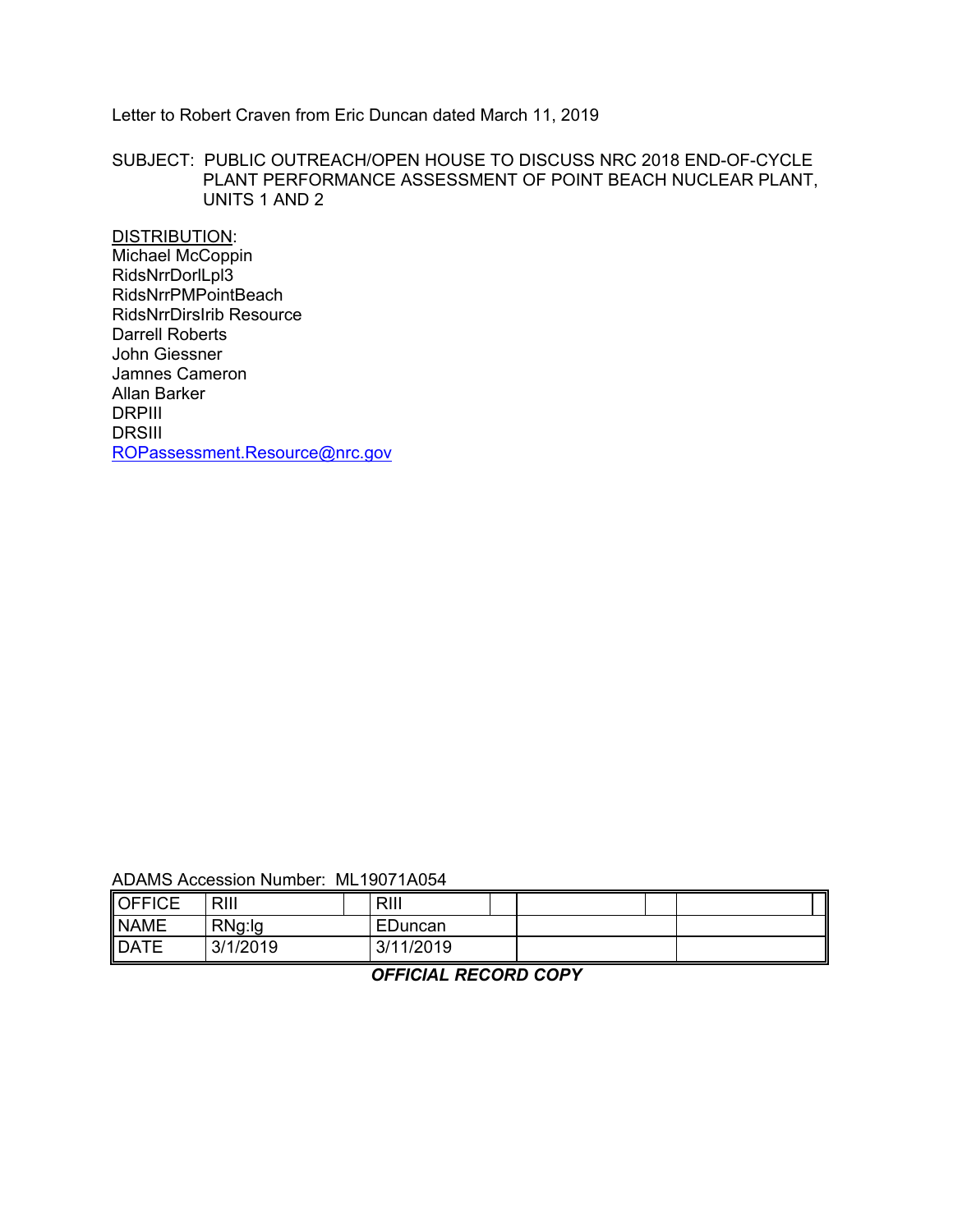Letter to Robert Craven from Eric Duncan dated March 11, 2019

SUBJECT: PUBLIC OUTREACH/OPEN HOUSE TO DISCUSS NRC 2018 END-OF-CYCLE PLANT PERFORMANCE ASSESSMENT OF POINT BEACH NUCLEAR PLANT, UNITS 1 AND 2

<u>DISTRIBUTION</u>:
Michael McCoppin
RidsNrrDorlLpl3
RidsNrrPMPointBeach
RidsNrrDirsIrib Resource
Darrell Roberts
John Giessner
Jamnes Cameron
Allan Barker
DRPIII
DRSIII
ROPassessment.Resource@nrc.gov

ADAMS Accession Number: ML19071A054

| | | | | |
|---|---|---|---|---|
| OFFICE | RIII | RIII | | |
| NAME | RNg:lg | EDuncan | | |
| DATE | 3/1/2019 | 3/11/2019 | | |

***OFFICIAL RECORD COPY***